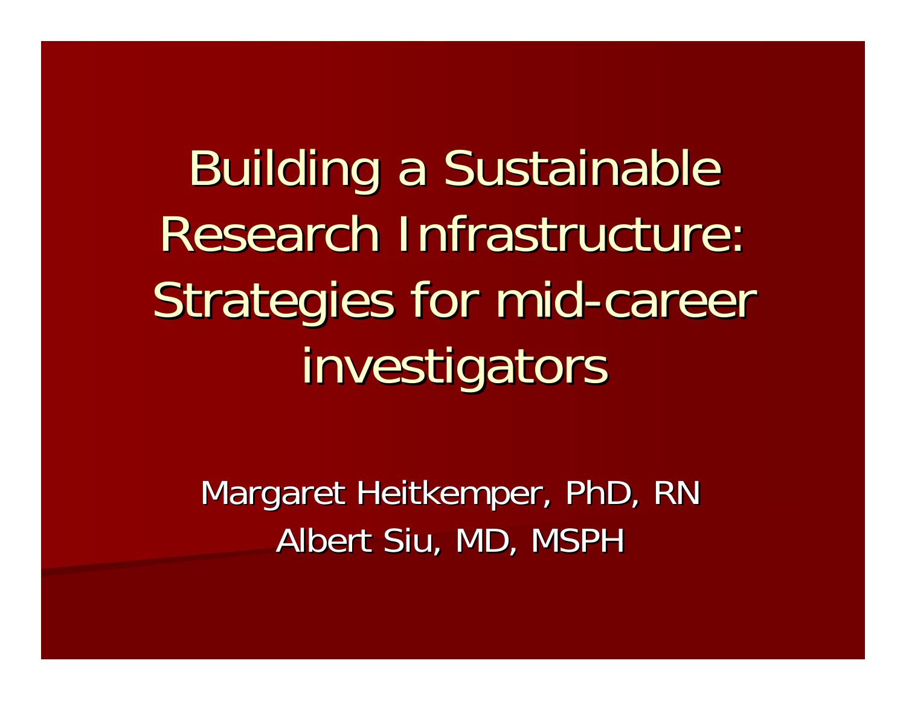# Building a Sustainable Research Infrastructure: Strategies for mid-career investigators

Margaret Heitkemper, PhD, RN

Albert Siu, MD, MSPH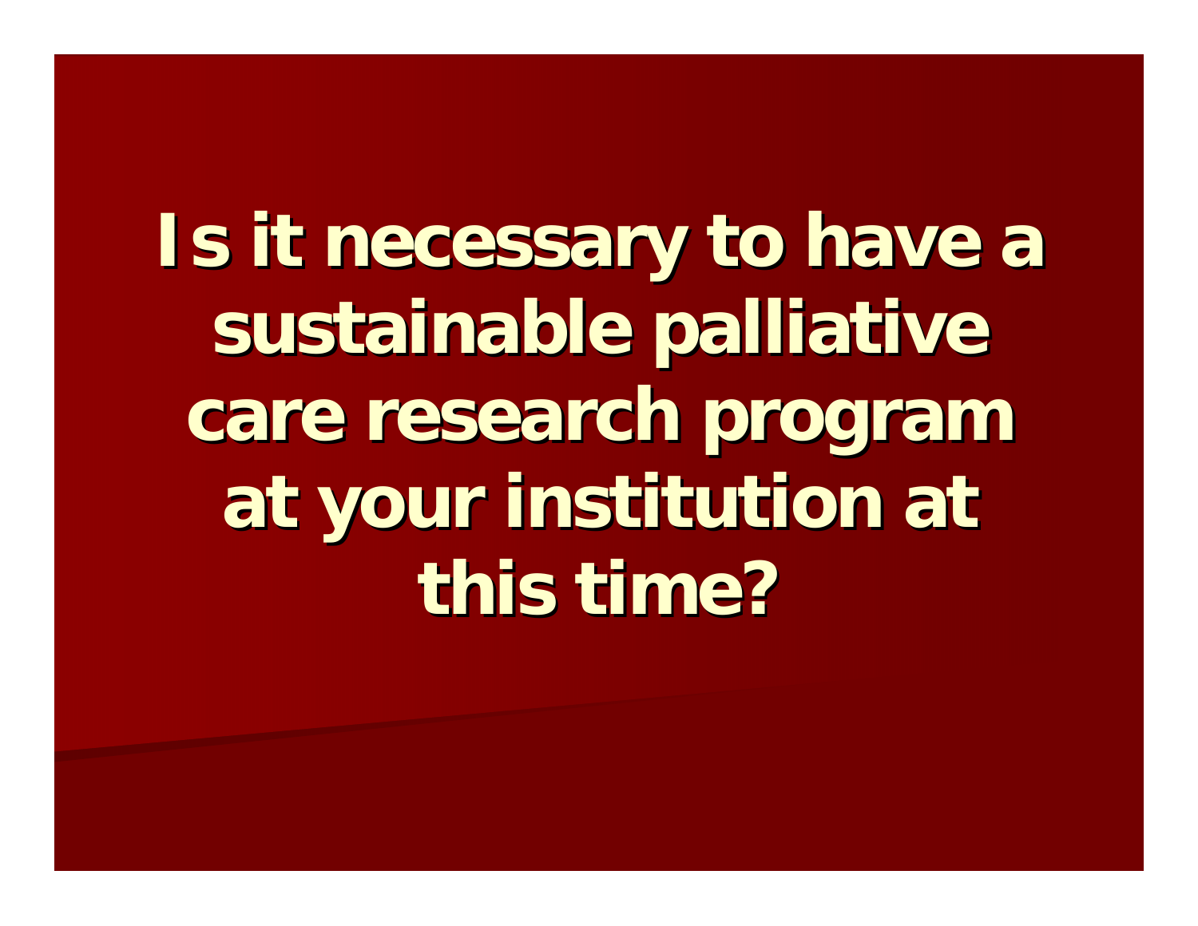# Is it necessary to have a sustainable palliative care research program at your institution at this time?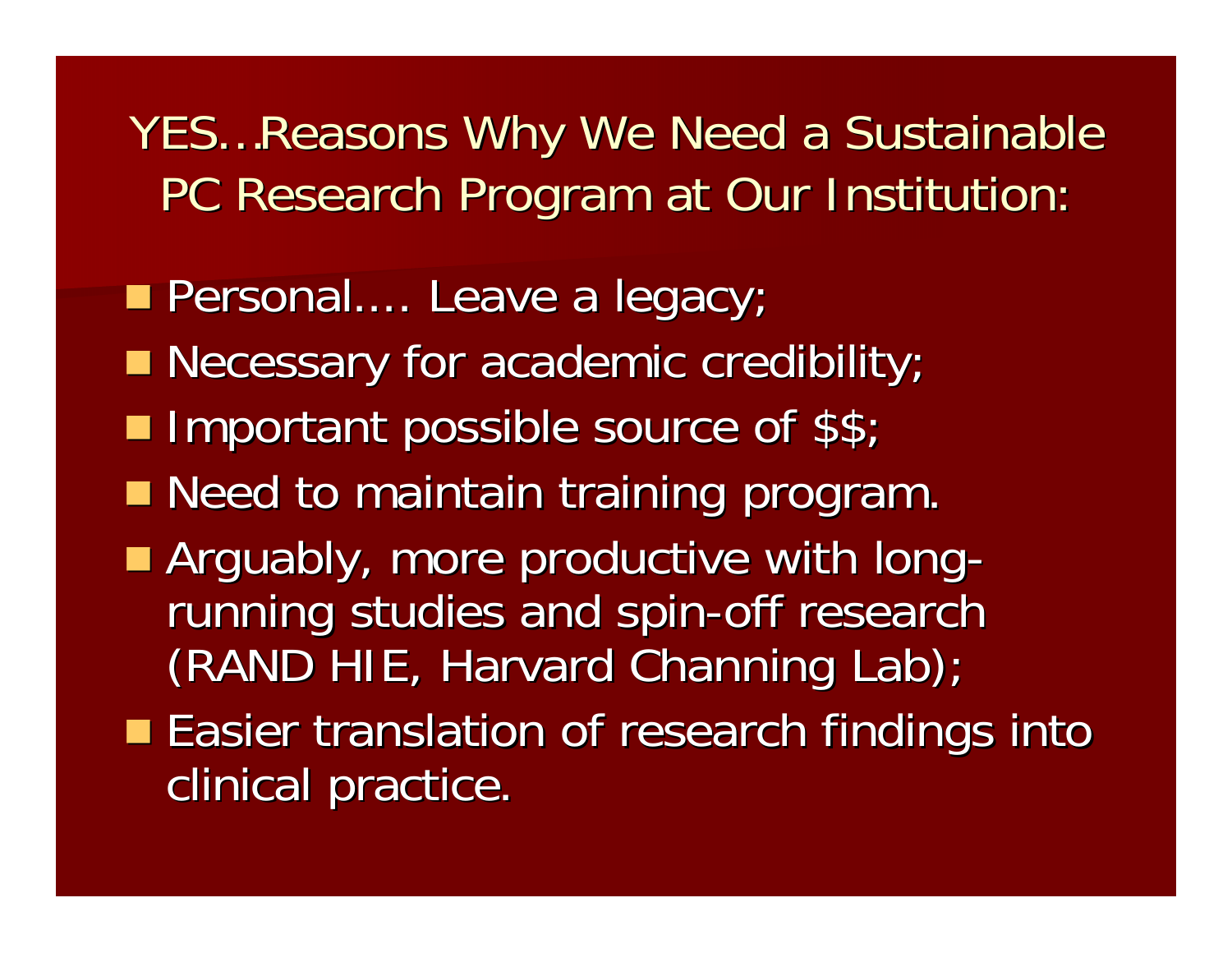# YES…Reasons Why We Need a Sustainable PC Research Program at Our Institution:

- Personal…. Leave a legacy;
- Necessary for academic credibility;
- Important possible source of $$;
- Need to maintain training program.
- Arguably, more productive with long-running studies and spin-off research (RAND HIE, Harvard Channing Lab);
- Easier translation of research findings into clinical practice.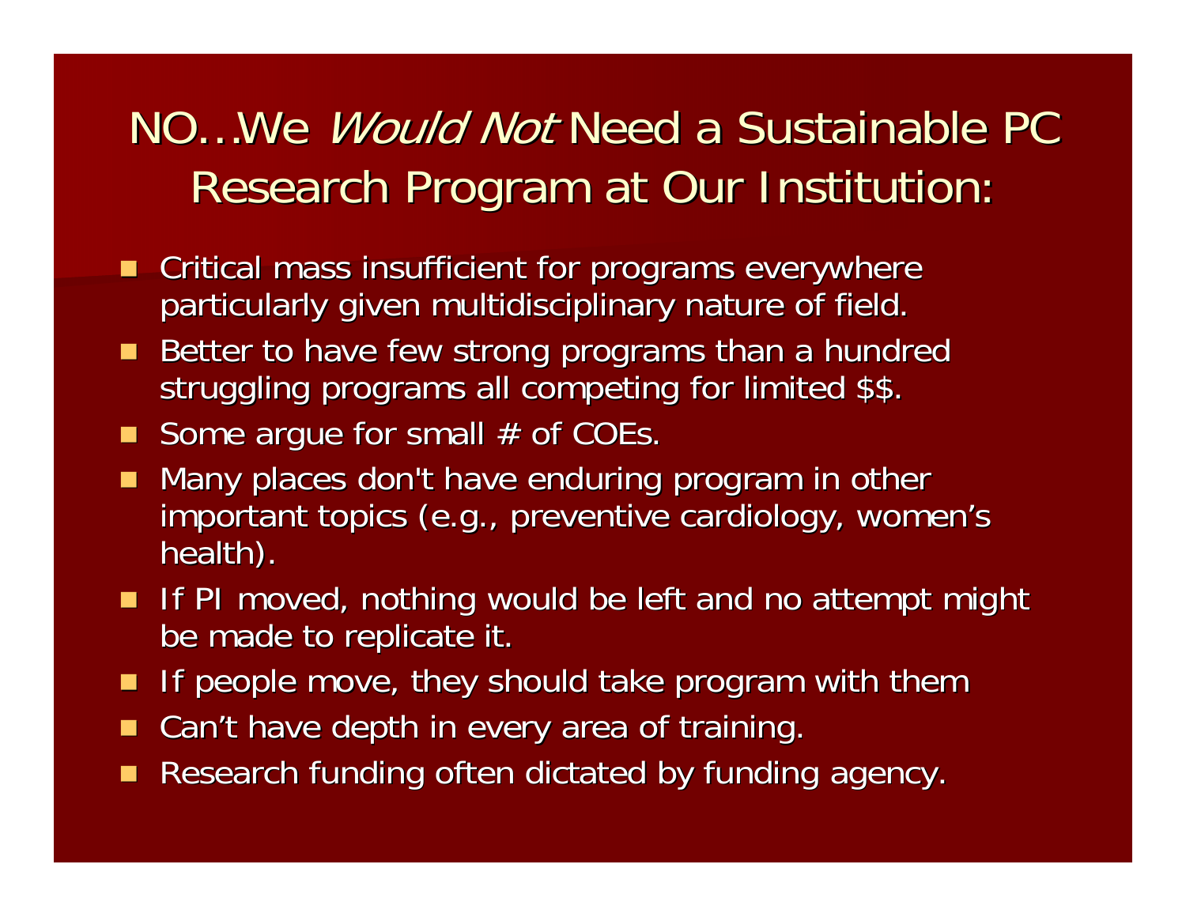# NO…We *Would Not* Need a Sustainable PC Research Program at Our Institution:

- Critical mass insufficient for programs everywhere particularly given multidisciplinary nature of field.
- Better to have few strong programs than a hundred struggling programs all competing for limited $$.
- Some argue for small # of COEs.
- Many places don't have enduring program in other important topics (e.g., preventive cardiology, women's health).
- If PI moved, nothing would be left and no attempt might be made to replicate it.
- If people move, they should take program with them
- Can't have depth in every area of training.
- Research funding often dictated by funding agency.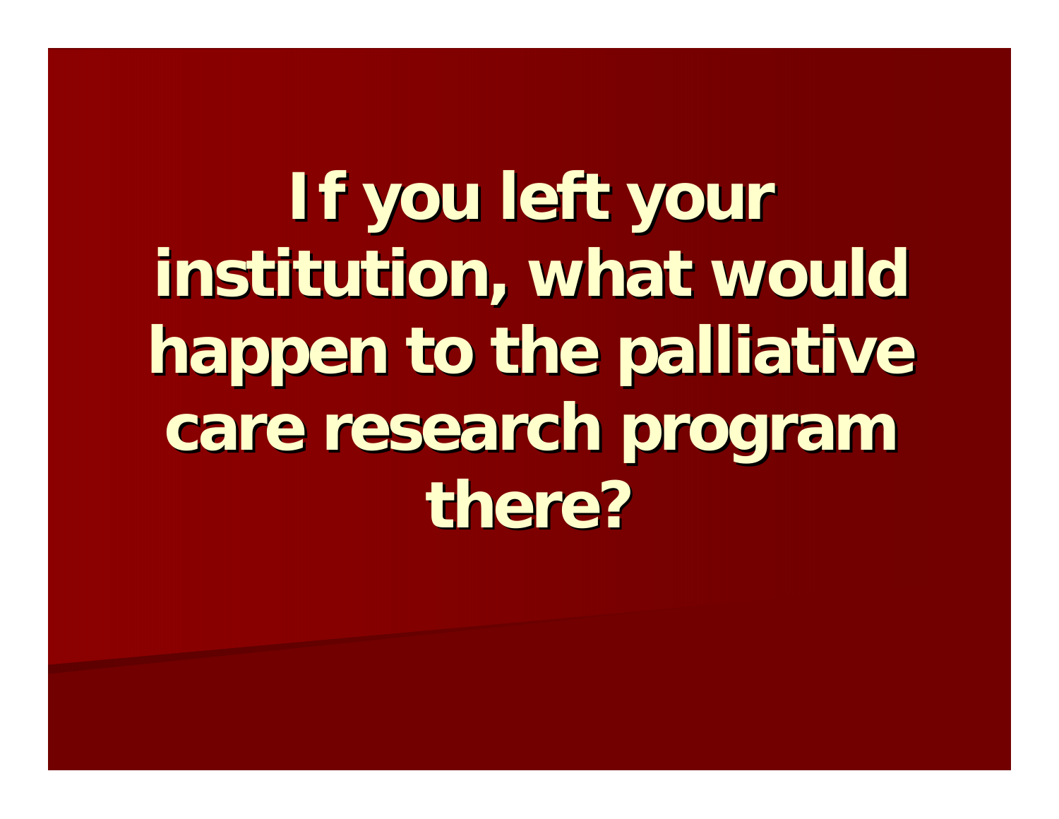# If you left your institution, what would happen to the palliative care research program there?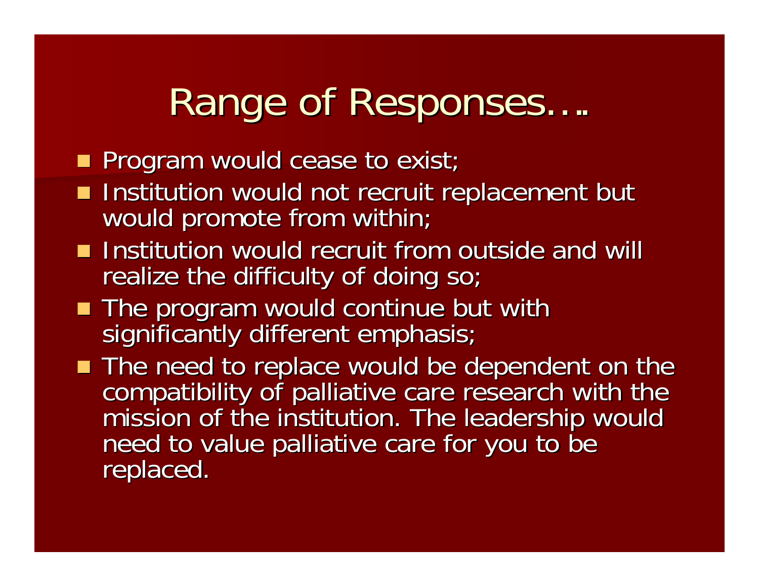# Range of Responses….

- Program would cease to exist;
- Institution would not recruit replacement but would promote from within;
- Institution would recruit from outside and will realize the difficulty of doing so;
- The program would continue but with significantly different emphasis;
- The need to replace would be dependent on the compatibility of palliative care research with the mission of the institution. The leadership would need to value palliative care for you to be replaced.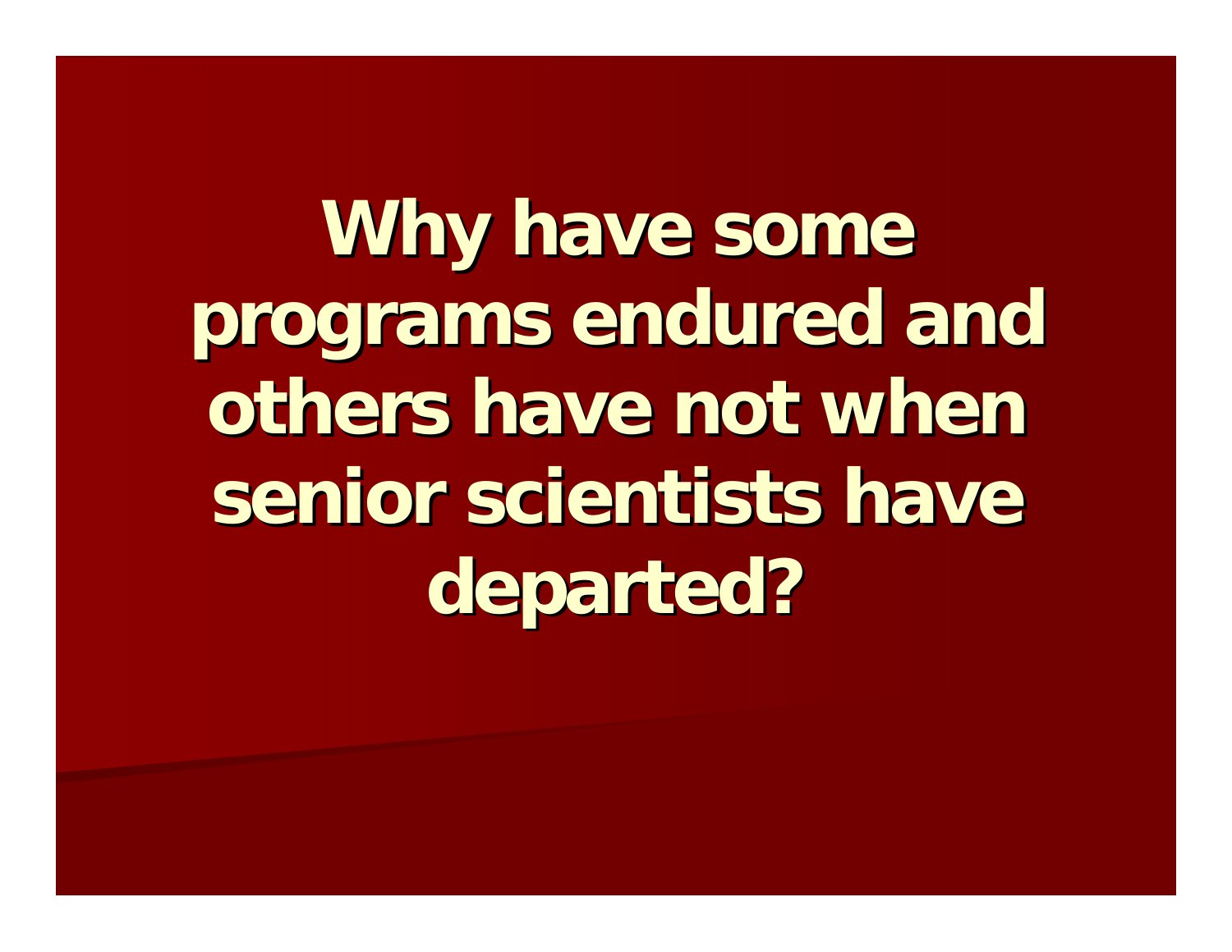# Why have some programs endured and others have not when senior scientists have departed?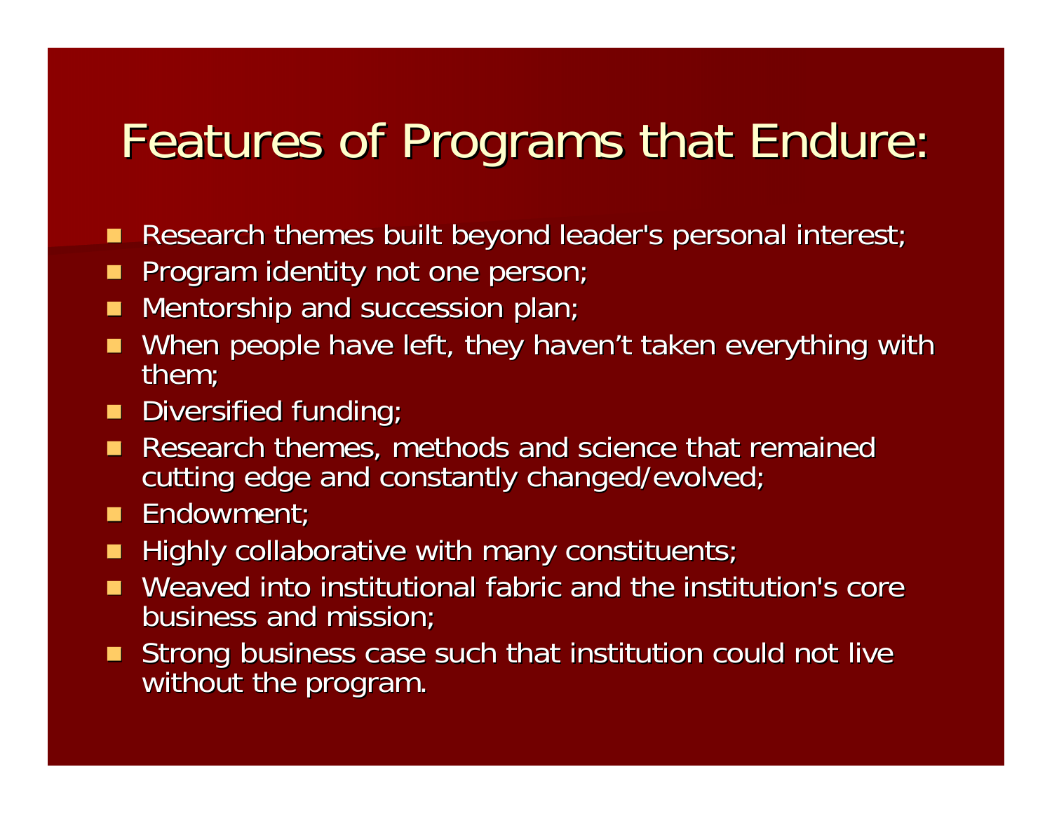# Features of Programs that Endure:

- Research themes built beyond leader's personal interest;
- Program identity not one person;
- Mentorship and succession plan;
- When people have left, they haven't taken everything with them;
- Diversified funding;
- Research themes, methods and science that remained cutting edge and constantly changed/evolved;
- Endowment;
- Highly collaborative with many constituents;
- Weaved into institutional fabric and the institution's core business and mission;
- Strong business case such that institution could not live without the program.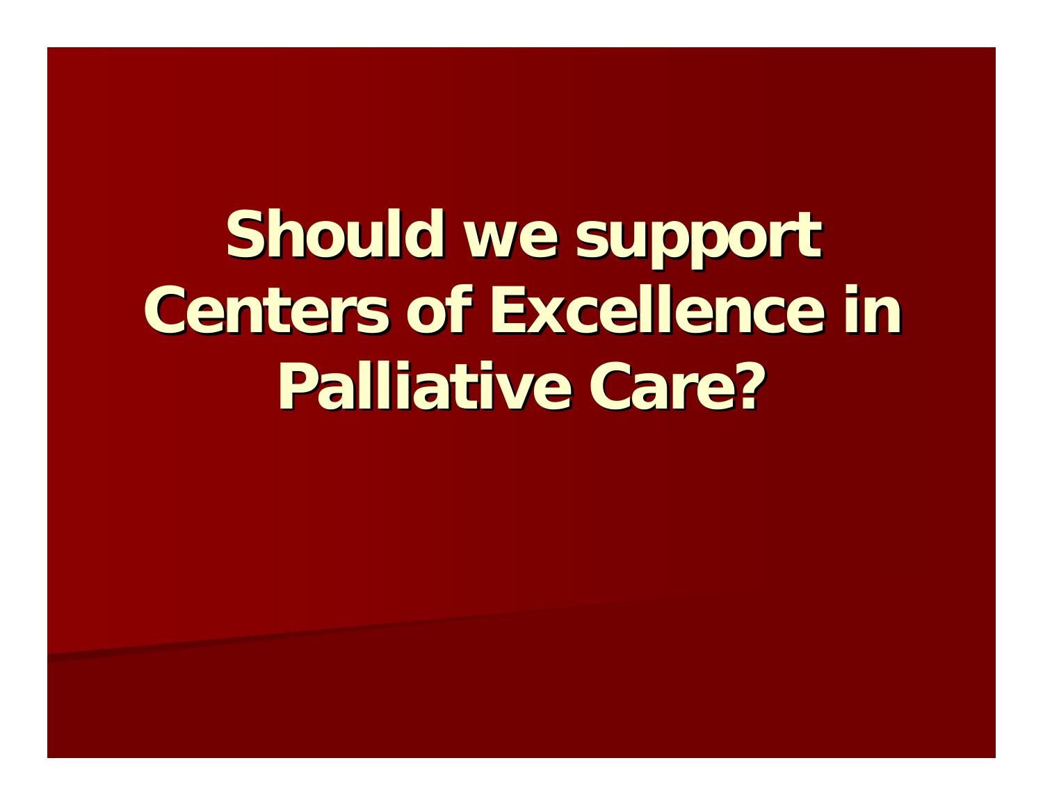# Should we support Centers of Excellence in Palliative Care?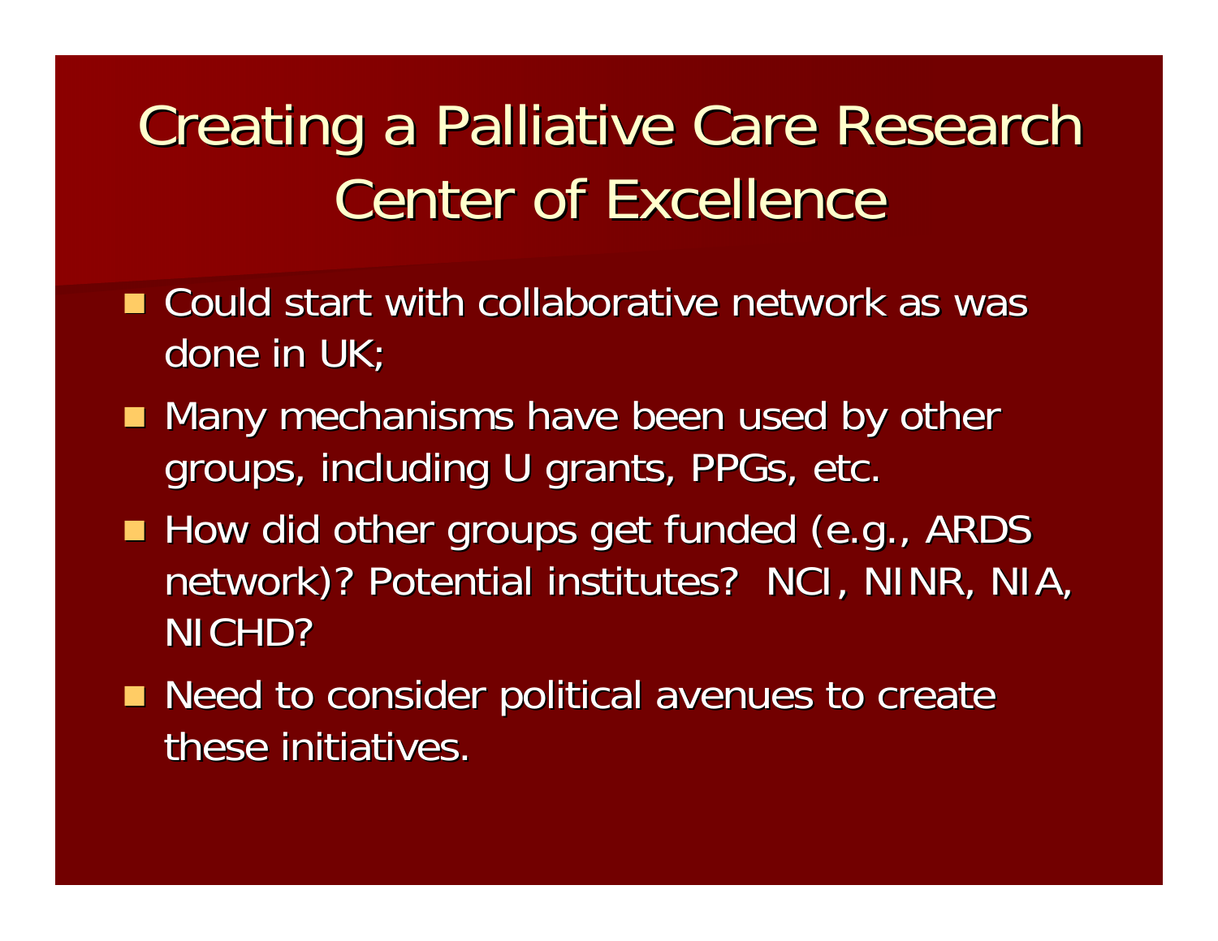# Creating a Palliative Care Research Center of Excellence

- Could start with collaborative network as was done in UK;
- Many mechanisms have been used by other groups, including U grants, PPGs, etc.
- How did other groups get funded (e.g., ARDS network)? Potential institutes? NCI, NINR, NIA, NICHD?
- Need to consider political avenues to create these initiatives.